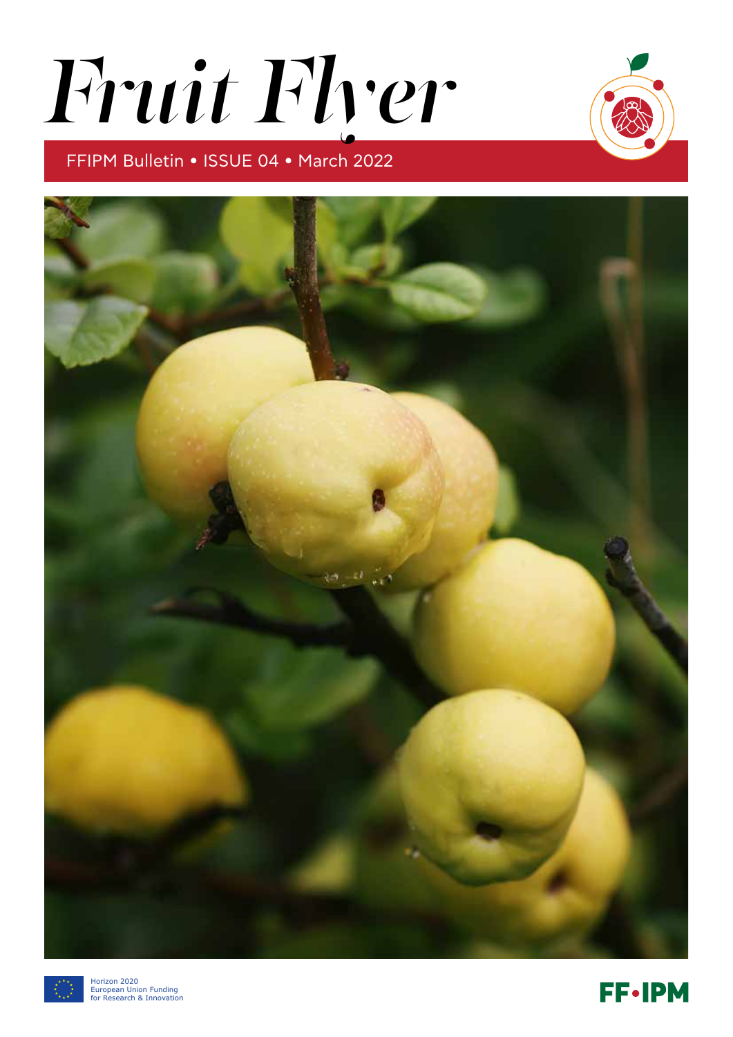# *Fruit Flyer*

FFIPM Bulletin • ISSUE 04 • March 2022

Horizon 2020
European Union Funding
for Research & Innovation

FF•IPM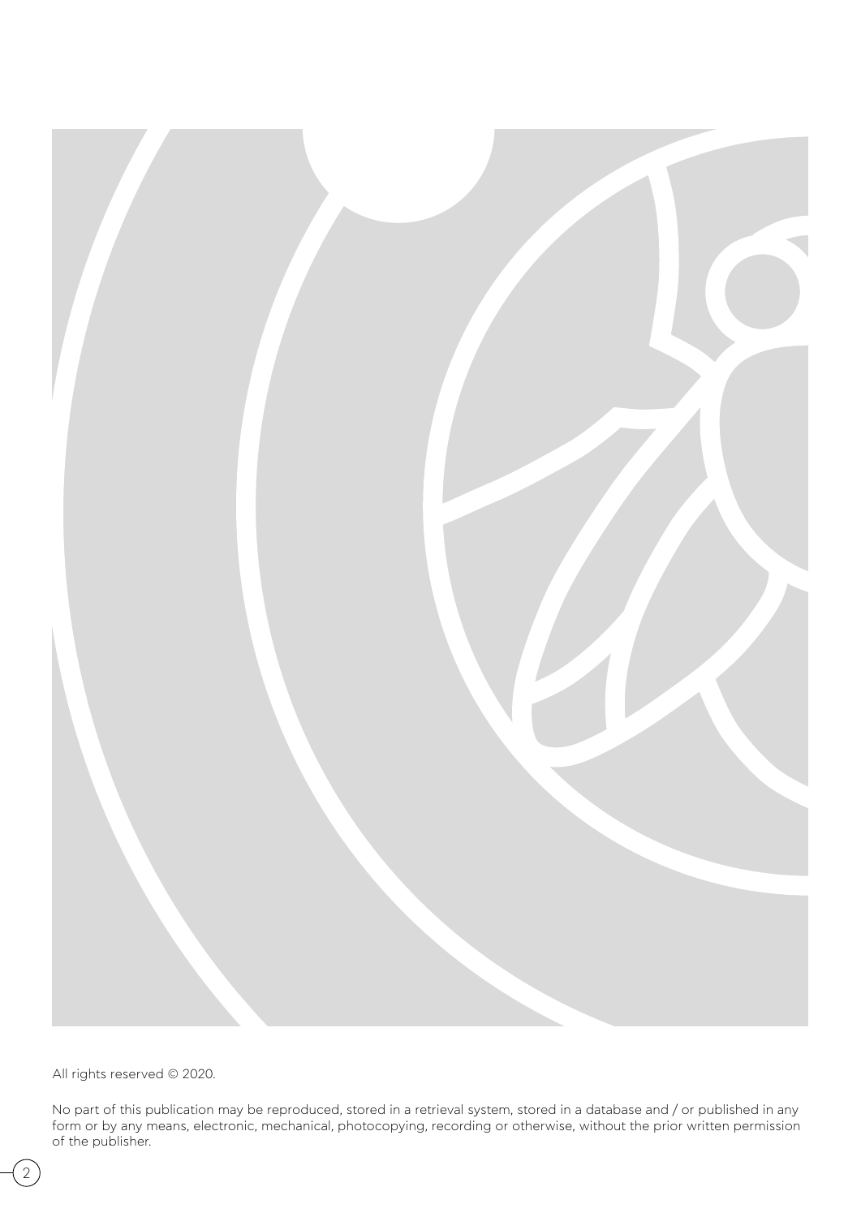All rights reserved © 2020.

No part of this publication may be reproduced, stored in a retrieval system, stored in a database and / or published in any form or by any means, electronic, mechanical, photocopying, recording or otherwise, without the prior written permission of the publisher.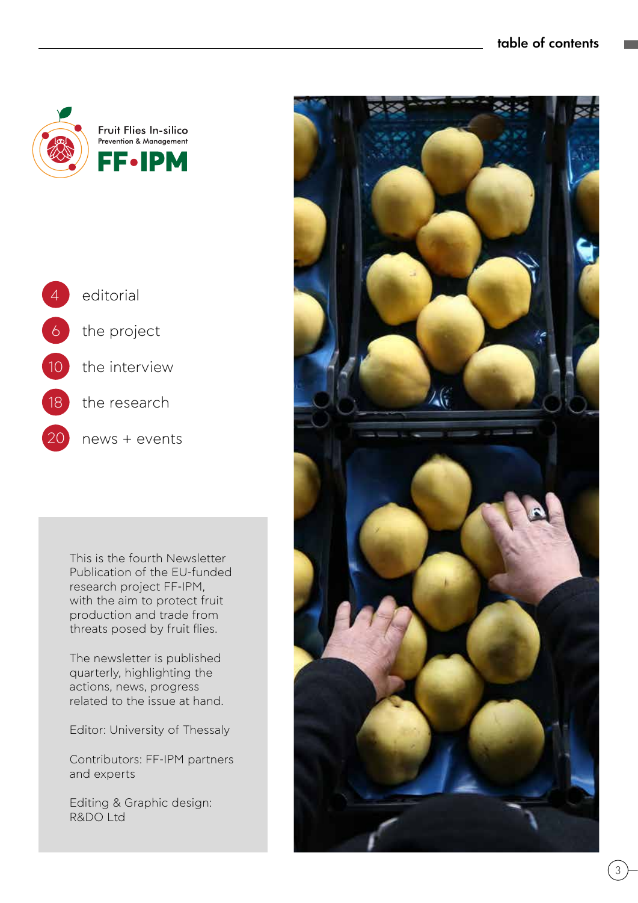# table of contents

Fruit Flies In-silico
Prevention & Management
**FF•IPM**

- 4 editorial
- 6 the project
- 10 the interview
- 18 the research
- 20 news + events

This is the fourth Newsletter Publication of the EU-funded research project FF-IPM, with the aim to protect fruit production and trade from threats posed by fruit flies.

The newsletter is published quarterly, highlighting the actions, news, progress related to the issue at hand.

Editor: University of Thessaly

Contributors: FF-IPM partners and experts

Editing & Graphic design: R&DO Ltd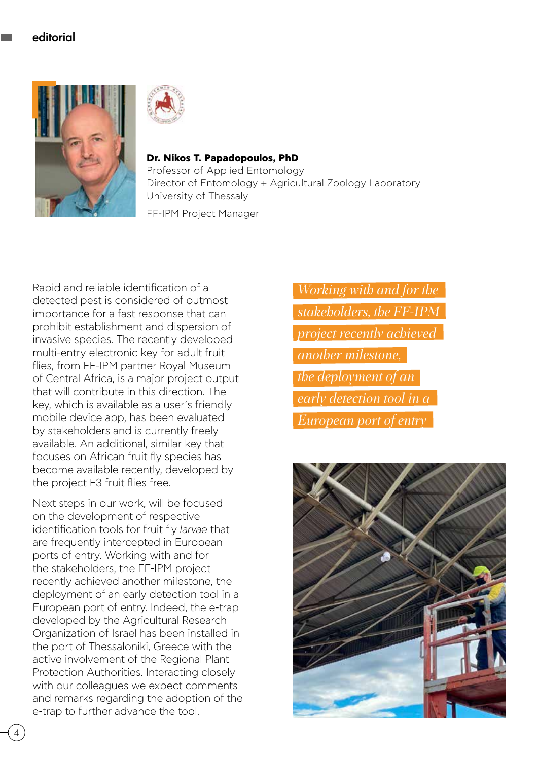**Dr. Nikos T. Papadopoulos, PhD**
Professor of Applied Entomology
Director of Entomology + Agricultural Zoology Laboratory
University of Thessaly

FF-IPM Project Manager

Rapid and reliable identification of a detected pest is considered of outmost importance for a fast response that can prohibit establishment and dispersion of invasive species. The recently developed multi-entry electronic key for adult fruit flies, from FF-IPM partner Royal Museum of Central Africa, is a major project output that will contribute in this direction. The key, which is available as a user's friendly mobile device app, has been evaluated by stakeholders and is currently freely available. An additional, similar key that focuses on African fruit fly species has become available recently, developed by the project F3 fruit flies free.

Next steps in our work, will be focused on the development of respective identification tools for fruit fly *larvae* that are frequently intercepted in European ports of entry. Working with and for the stakeholders, the FF-IPM project recently achieved another milestone, the deployment of an early detection tool in a European port of entry. Indeed, the e-trap developed by the Agricultural Research Organization of Israel has been installed in the port of Thessaloniki, Greece with the active involvement of the Regional Plant Protection Authorities. Interacting closely with our colleagues we expect comments and remarks regarding the adoption of the e-trap to further advance the tool.

*Working with and for the stakeholders, the FF-IPM project recently achieved another milestone, the deployment of an early detection tool in a European port of entry*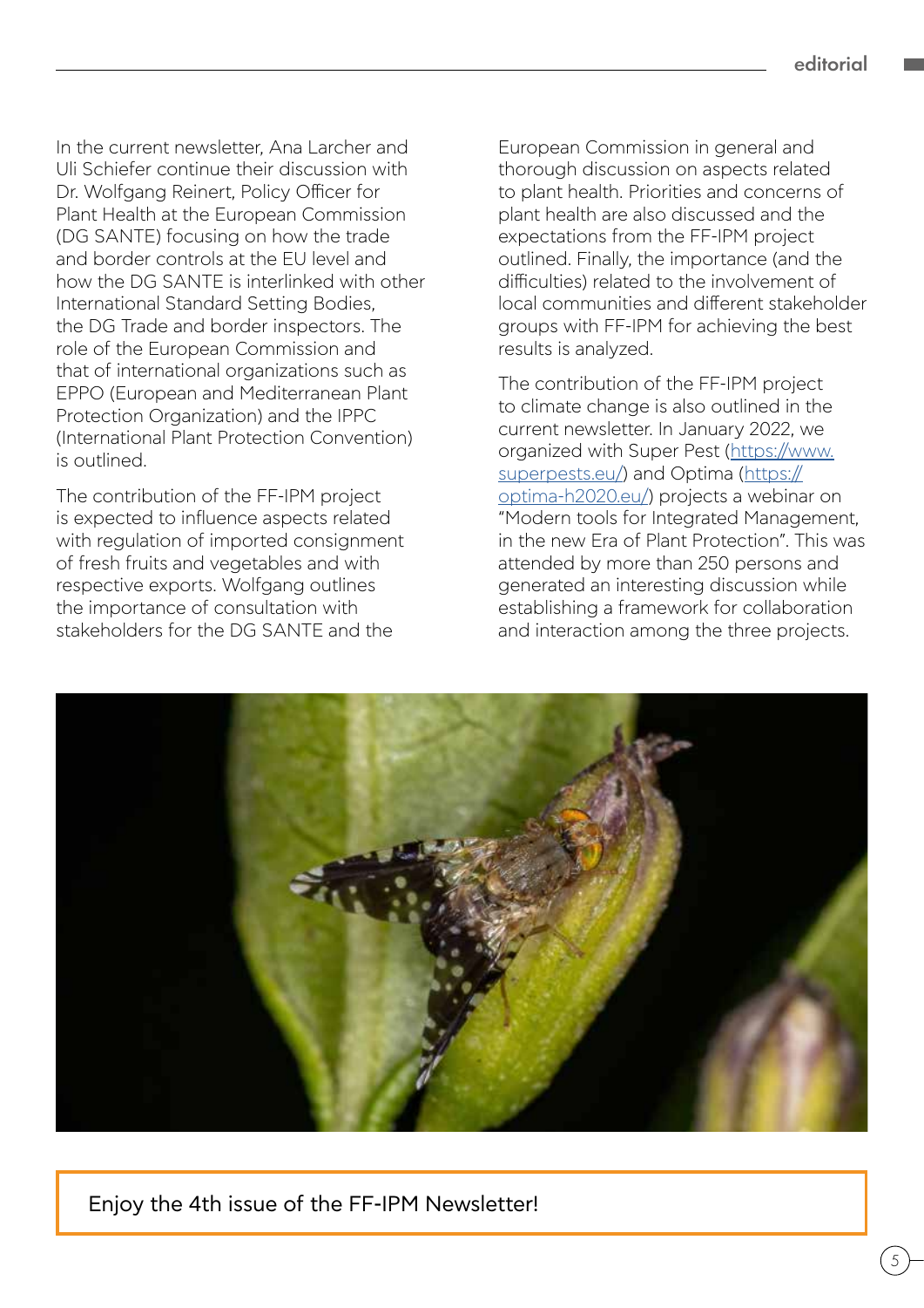In the current newsletter, Ana Larcher and Uli Schiefer continue their discussion with Dr. Wolfgang Reinert, Policy Officer for Plant Health at the European Commission (DG SANTE) focusing on how the trade and border controls at the EU level and how the DG SANTE is interlinked with other International Standard Setting Bodies, the DG Trade and border inspectors. The role of the European Commission and that of international organizations such as EPPO (European and Mediterranean Plant Protection Organization) and the IPPC (International Plant Protection Convention) is outlined.

The contribution of the FF-IPM project is expected to influence aspects related with regulation of imported consignment of fresh fruits and vegetables and with respective exports. Wolfgang outlines the importance of consultation with stakeholders for the DG SANTE and the European Commission in general and thorough discussion on aspects related to plant health. Priorities and concerns of plant health are also discussed and the expectations from the FF-IPM project outlined. Finally, the importance (and the difficulties) related to the involvement of local communities and different stakeholder groups with FF-IPM for achieving the best results is analyzed.

The contribution of the FF-IPM project to climate change is also outlined in the current newsletter. In January 2022, we organized with Super Pest (https://www.superpests.eu/) and Optima (https://optima-h2020.eu/) projects a webinar on "Modern tools for Integrated Management, in the new Era of Plant Protection". This was attended by more than 250 persons and generated an interesting discussion while establishing a framework for collaboration and interaction among the three projects.

Enjoy the 4th issue of the FF-IPM Newsletter!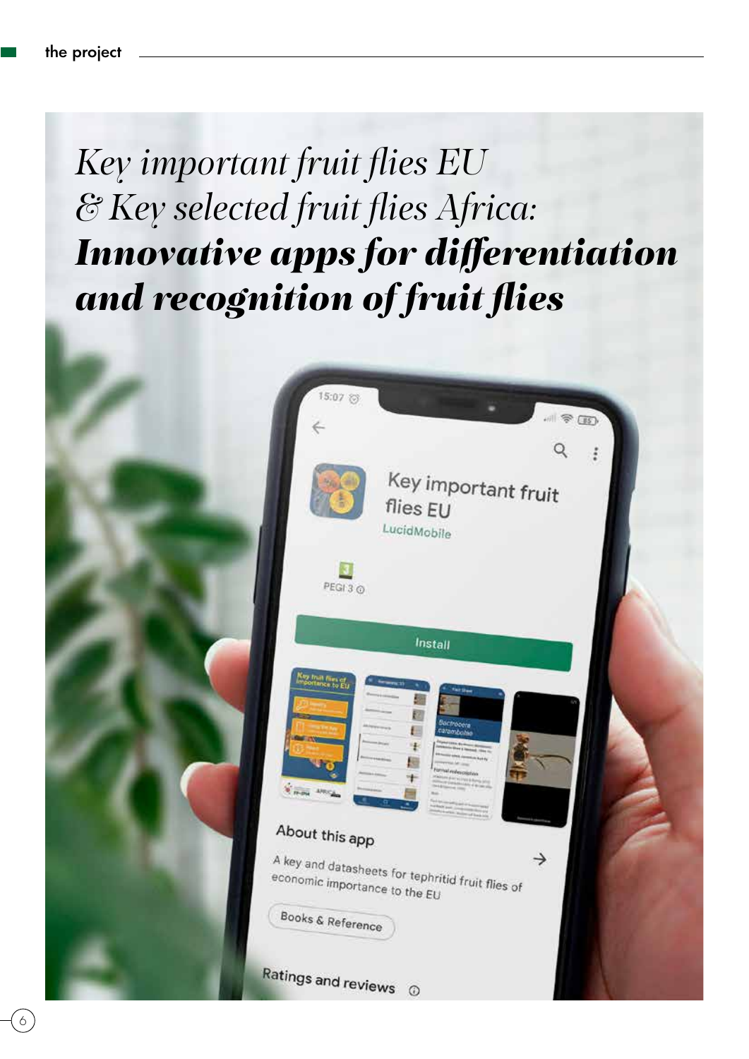# *Key important fruit flies EU & Key selected fruit flies Africa:* ***Innovative apps for differentiation and recognition of fruit flies***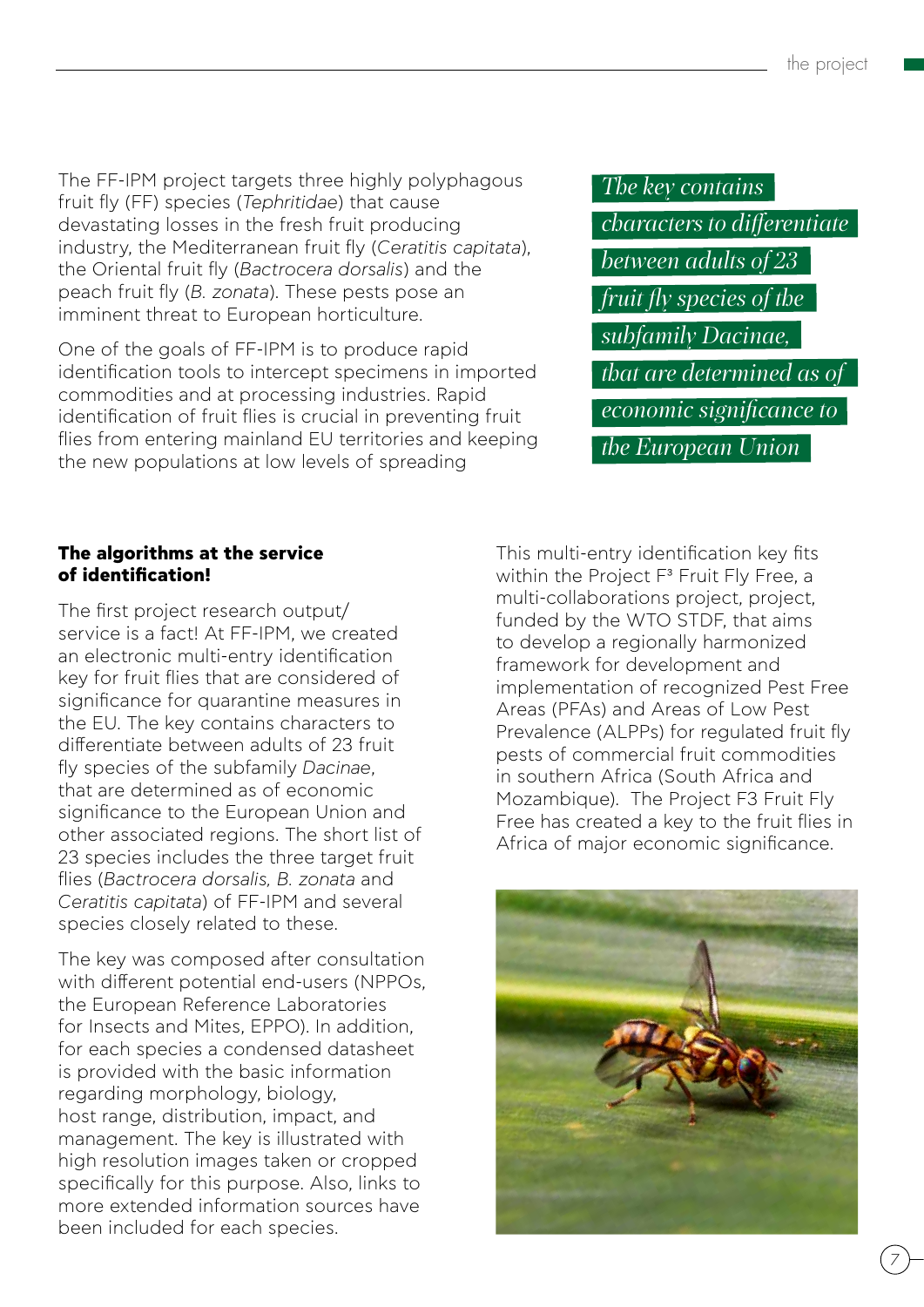The FF-IPM project targets three highly polyphagous fruit fly (FF) species (*Tephritidae*) that cause devastating losses in the fresh fruit producing industry, the Mediterranean fruit fly (*Ceratitis capitata*), the Oriental fruit fly (*Bactrocera dorsalis*) and the peach fruit fly (*B. zonata*). These pests pose an imminent threat to European horticulture.

One of the goals of FF-IPM is to produce rapid identification tools to intercept specimens in imported commodities and at processing industries. Rapid identification of fruit flies is crucial in preventing fruit flies from entering mainland EU territories and keeping the new populations at low levels of spreading

*The key contains characters to differentiate between adults of 23 fruit fly species of the subfamily Dacinae, that are determined as of economic significance to the European Union*

**The algorithms at the service of identification!**

The first project research output/ service is a fact! At FF-IPM, we created an electronic multi-entry identification key for fruit flies that are considered of significance for quarantine measures in the EU. The key contains characters to differentiate between adults of 23 fruit fly species of the subfamily *Dacinae*, that are determined as of economic significance to the European Union and other associated regions. The short list of 23 species includes the three target fruit flies (*Bactrocera dorsalis, B. zonata* and *Ceratitis capitata*) of FF-IPM and several species closely related to these.

The key was composed after consultation with different potential end-users (NPPOs, the European Reference Laboratories for Insects and Mites, EPPO). In addition, for each species a condensed datasheet is provided with the basic information regarding morphology, biology, host range, distribution, impact, and management. The key is illustrated with high resolution images taken or cropped specifically for this purpose. Also, links to more extended information sources have been included for each species.

This multi-entry identification key fits within the Project F³ Fruit Fly Free, a multi-collaborations project, project, funded by the WTO STDF, that aims to develop a regionally harmonized framework for development and implementation of recognized Pest Free Areas (PFAs) and Areas of Low Pest Prevalence (ALPPs) for regulated fruit fly pests of commercial fruit commodities in southern Africa (South Africa and Mozambique). The Project F3 Fruit Fly Free has created a key to the fruit flies in Africa of major economic significance.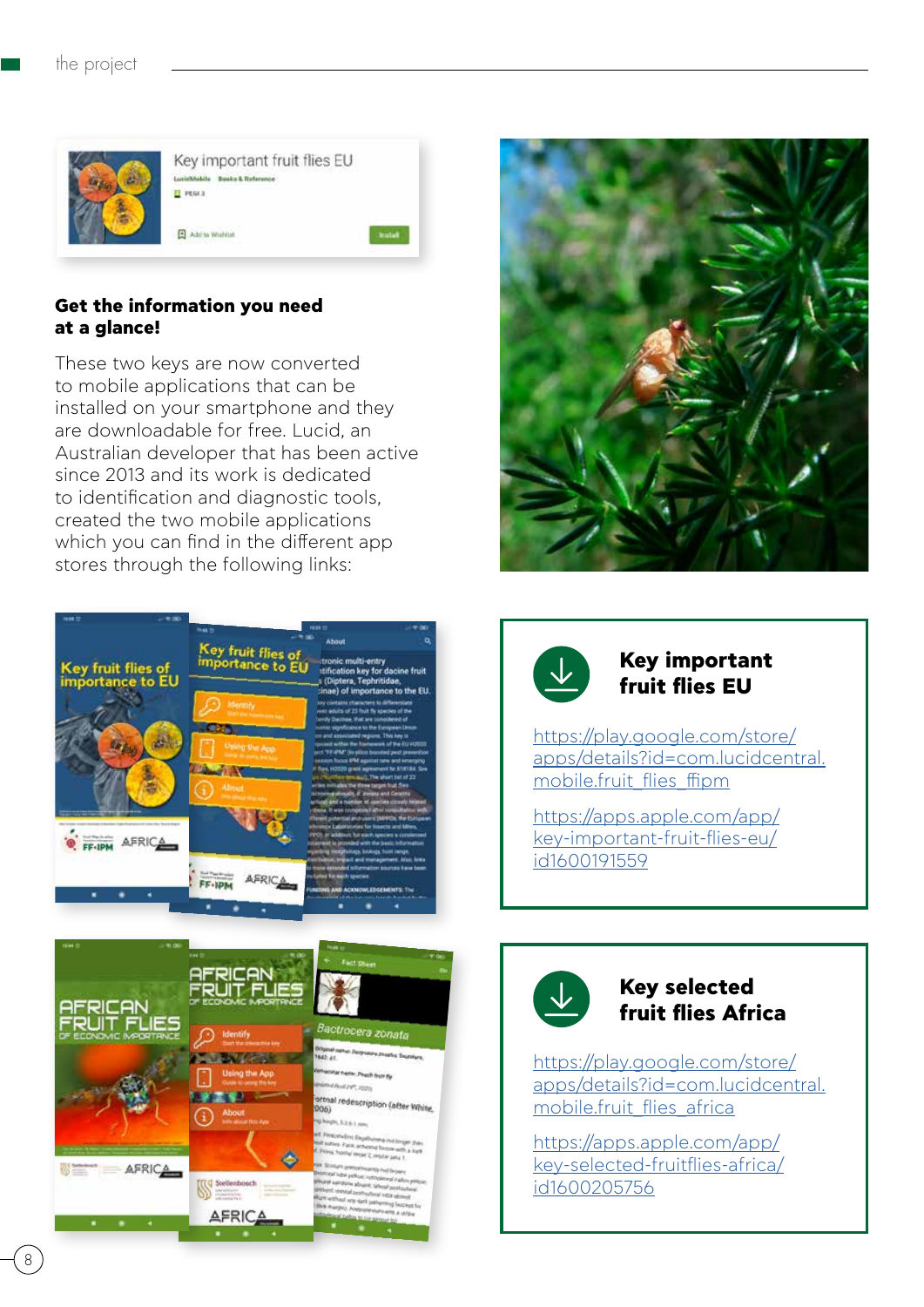**Get the information you need at a glance!**

These two keys are now converted to mobile applications that can be installed on your smartphone and they are downloadable for free. Lucid, an Australian developer that has been active since 2013 and its work is dedicated to identification and diagnostic tools, created the two mobile applications which you can find in the different app stores through the following links:

## Key important fruit flies EU

https://play.google.com/store/apps/details?id=com.lucidcentral.mobile.fruit_flies_ffipm

https://apps.apple.com/app/key-important-fruit-flies-eu/id1600191559

## Key selected fruit flies Africa

https://play.google.com/store/apps/details?id=com.lucidcentral.mobile.fruit_flies_africa

https://apps.apple.com/app/key-selected-fruitflies-africa/id1600205756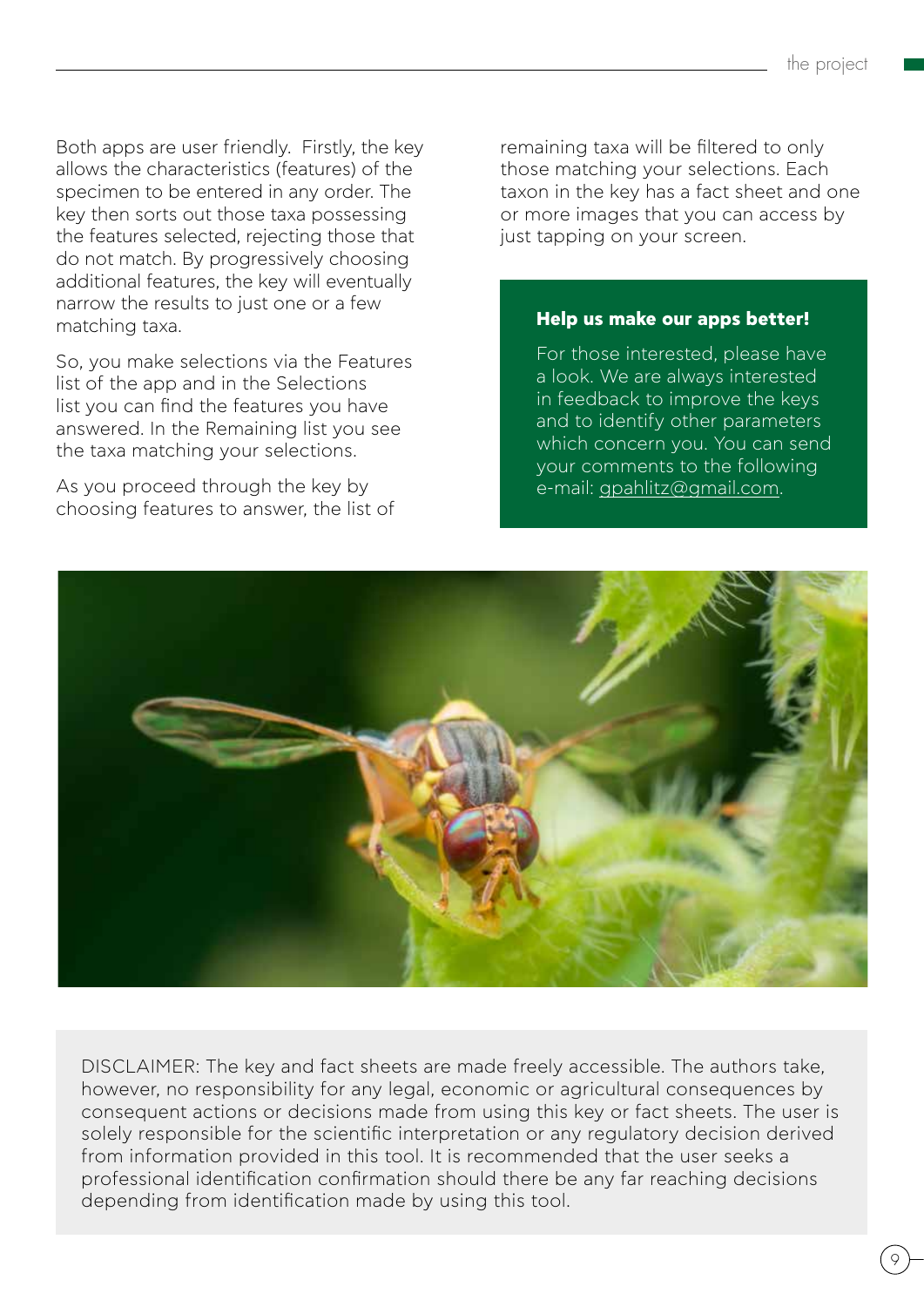Both apps are user friendly. Firstly, the key allows the characteristics (features) of the specimen to be entered in any order. The key then sorts out those taxa possessing the features selected, rejecting those that do not match. By progressively choosing additional features, the key will eventually narrow the results to just one or a few matching taxa.

So, you make selections via the Features list of the app and in the Selections list you can find the features you have answered. In the Remaining list you see the taxa matching your selections.

As you proceed through the key by choosing features to answer, the list of remaining taxa will be filtered to only those matching your selections. Each taxon in the key has a fact sheet and one or more images that you can access by just tapping on your screen.

**Help us make our apps better!**

For those interested, please have a look. We are always interested in feedback to improve the keys and to identify other parameters which concern you. You can send your comments to the following e-mail: gpahlitz@gmail.com.

DISCLAIMER: The key and fact sheets are made freely accessible. The authors take, however, no responsibility for any legal, economic or agricultural consequences by consequent actions or decisions made from using this key or fact sheets. The user is solely responsible for the scientific interpretation or any regulatory decision derived from information provided in this tool. It is recommended that the user seeks a professional identification confirmation should there be any far reaching decisions depending from identification made by using this tool.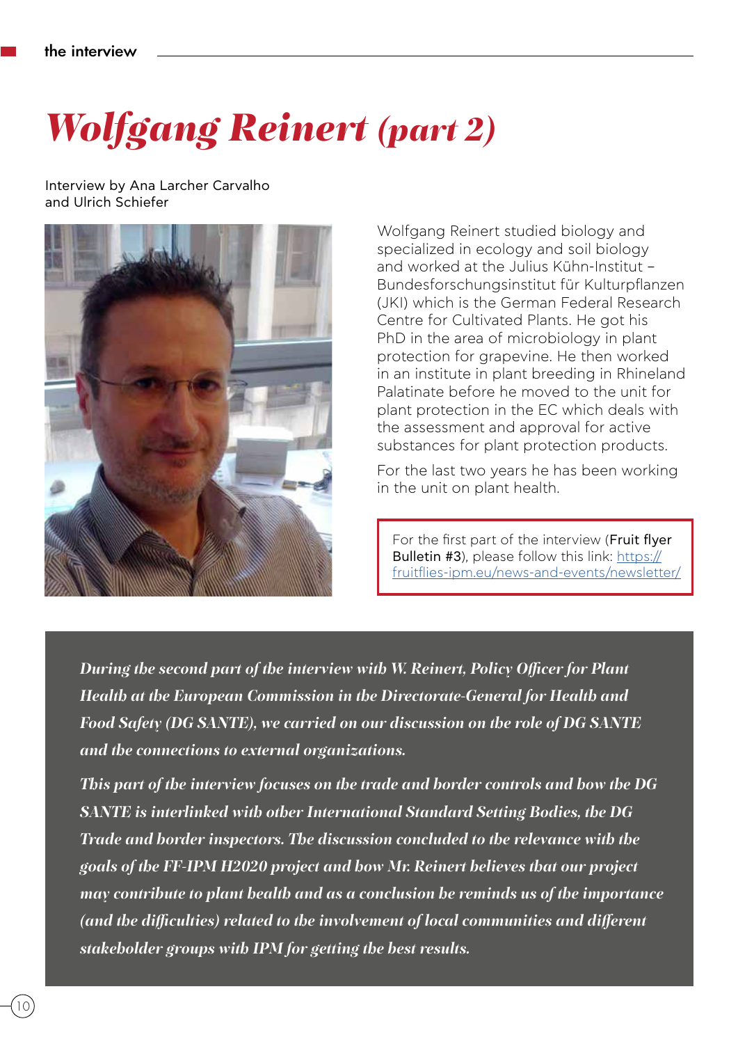# *Wolfgang Reinert (part 2)*

Interview by Ana Larcher Carvalho
and Ulrich Schiefer

Wolfgang Reinert studied biology and specialized in ecology and soil biology and worked at the Julius Kühn-Institut – Bundesforschungsinstitut für Kulturpflanzen (JKI) which is the German Federal Research Centre for Cultivated Plants. He got his PhD in the area of microbiology in plant protection for grapevine. He then worked in an institute in plant breeding in Rhineland Palatinate before he moved to the unit for plant protection in the EC which deals with the assessment and approval for active substances for plant protection products.

For the last two years he has been working in the unit on plant health.

> For the first part of the interview (**Fruit flyer Bulletin #3**), please follow this link: [https://fruitflies-ipm.eu/news-and-events/newsletter/](https://fruitflies-ipm.eu/news-and-events/newsletter/)

***During the second part of the interview with W. Reinert, Policy Officer for Plant Health at the European Commission in the Directorate-General for Health and Food Safety (DG SANTE), we carried on our discussion on the role of DG SANTE and the connections to external organizations.***

***This part of the interview focuses on the trade and border controls and how the DG SANTE is interlinked with other International Standard Setting Bodies, the DG Trade and border inspectors. The discussion concluded to the relevance with the goals of the FF-IPM H2020 project and how Mr. Reinert believes that our project may contribute to plant health and as a conclusion he reminds us of the importance (and the difficulties) related to the involvement of local communities and different stakeholder groups with IPM for getting the best results.***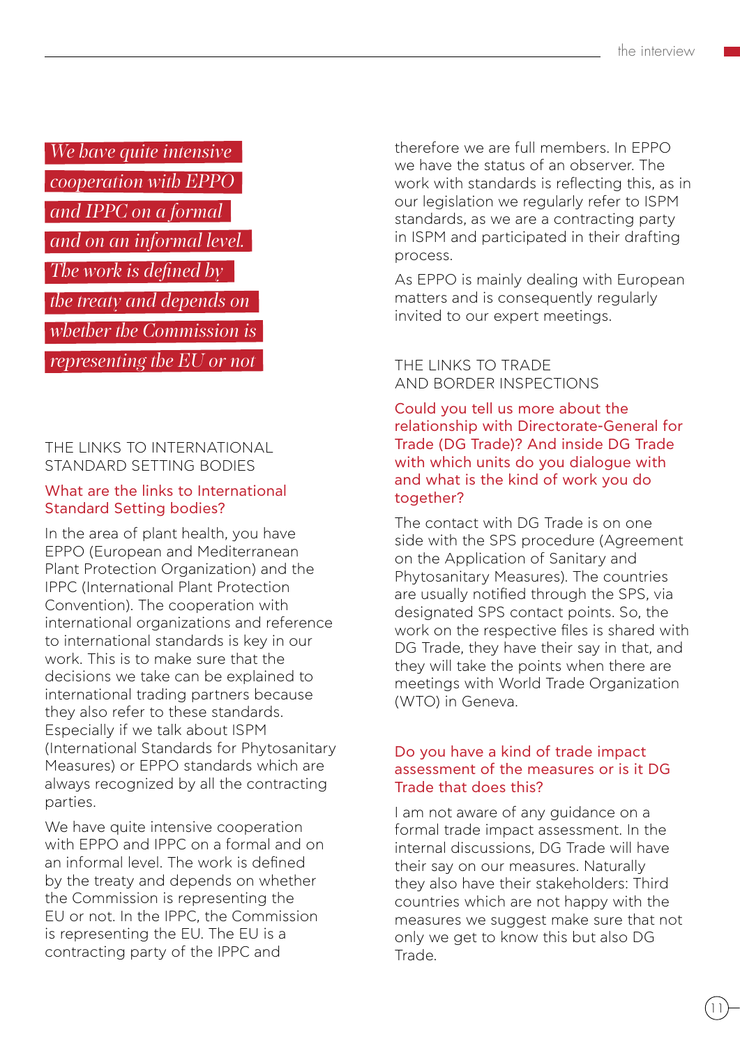> *We have quite intensive cooperation with EPPO and IPPC on a formal and on an informal level. The work is defined by the treaty and depends on whether the Commission is representing the EU or not*

## THE LINKS TO INTERNATIONAL STANDARD SETTING BODIES

### What are the links to International Standard Setting bodies?

In the area of plant health, you have EPPO (European and Mediterranean Plant Protection Organization) and the IPPC (International Plant Protection Convention). The cooperation with international organizations and reference to international standards is key in our work. This is to make sure that the decisions we take can be explained to international trading partners because they also refer to these standards. Especially if we talk about ISPM (International Standards for Phytosanitary Measures) or EPPO standards which are always recognized by all the contracting parties.

We have quite intensive cooperation with EPPO and IPPC on a formal and on an informal level. The work is defined by the treaty and depends on whether the Commission is representing the EU or not. In the IPPC, the Commission is representing the EU. The EU is a contracting party of the IPPC and therefore we are full members. In EPPO we have the status of an observer. The work with standards is reflecting this, as in our legislation we regularly refer to ISPM standards, as we are a contracting party in ISPM and participated in their drafting process.

As EPPO is mainly dealing with European matters and is consequently regularly invited to our expert meetings.

## THE LINKS TO TRADE AND BORDER INSPECTIONS

### Could you tell us more about the relationship with Directorate-General for Trade (DG Trade)? And inside DG Trade with which units do you dialogue with and what is the kind of work you do together?

The contact with DG Trade is on one side with the SPS procedure (Agreement on the Application of Sanitary and Phytosanitary Measures). The countries are usually notified through the SPS, via designated SPS contact points. So, the work on the respective files is shared with DG Trade, they have their say in that, and they will take the points when there are meetings with World Trade Organization (WTO) in Geneva.

### Do you have a kind of trade impact assessment of the measures or is it DG Trade that does this?

I am not aware of any guidance on a formal trade impact assessment. In the internal discussions, DG Trade will have their say on our measures. Naturally they also have their stakeholders: Third countries which are not happy with the measures we suggest make sure that not only we get to know this but also DG Trade.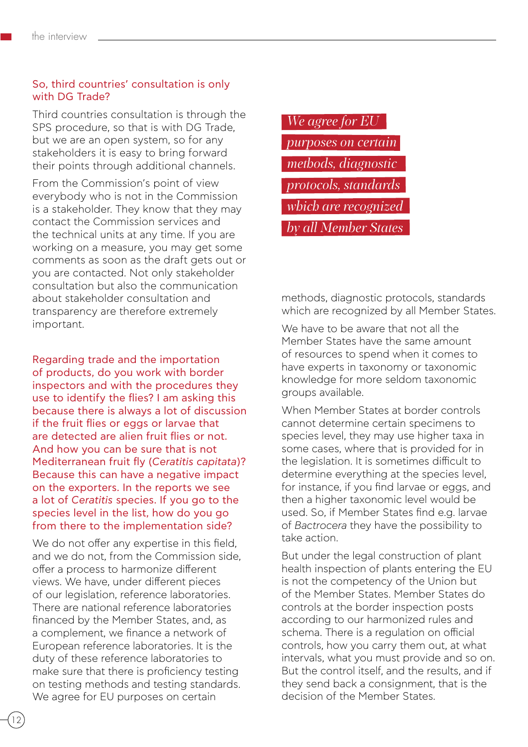**So, third countries' consultation is only with DG Trade?**

Third countries consultation is through the SPS procedure, so that is with DG Trade, but we are an open system, so for any stakeholders it is easy to bring forward their points through additional channels.

From the Commission's point of view everybody who is not in the Commission is a stakeholder. They know that they may contact the Commission services and the technical units at any time. If you are working on a measure, you may get some comments as soon as the draft gets out or you are contacted. Not only stakeholder consultation but also the communication about stakeholder consultation and transparency are therefore extremely important.

**Regarding trade and the importation of products, do you work with border inspectors and with the procedures they use to identify the flies? I am asking this because there is always a lot of discussion if the fruit flies or eggs or larvae that are detected are alien fruit flies or not. And how you can be sure that is not Mediterranean fruit fly (*Ceratitis capitata*)? Because this can have a negative impact on the exporters. In the reports we see a lot of *Ceratitis* species. If you go to the species level in the list, how do you go from there to the implementation side?**

We do not offer any expertise in this field, and we do not, from the Commission side, offer a process to harmonize different views. We have, under different pieces of our legislation, reference laboratories. There are national reference laboratories financed by the Member States, and, as a complement, we finance a network of European reference laboratories. It is the duty of these reference laboratories to make sure that there is proficiency testing on testing methods and testing standards. We agree for EU purposes on certain methods, diagnostic protocols, standards which are recognized by all Member States.

> *We agree for EU purposes on certain methods, diagnostic protocols, standards which are recognized by all Member States*

We have to be aware that not all the Member States have the same amount of resources to spend when it comes to have experts in taxonomy or taxonomic knowledge for more seldom taxonomic groups available.

When Member States at border controls cannot determine certain specimens to species level, they may use higher taxa in some cases, where that is provided for in the legislation. It is sometimes difficult to determine everything at the species level, for instance, if you find larvae or eggs, and then a higher taxonomic level would be used. So, if Member States find e.g. larvae of *Bactrocera* they have the possibility to take action.

But under the legal construction of plant health inspection of plants entering the EU is not the competency of the Union but of the Member States. Member States do controls at the border inspection posts according to our harmonized rules and schema. There is a regulation on official controls, how you carry them out, at what intervals, what you must provide and so on. But the control itself, and the results, and if they send back a consignment, that is the decision of the Member States.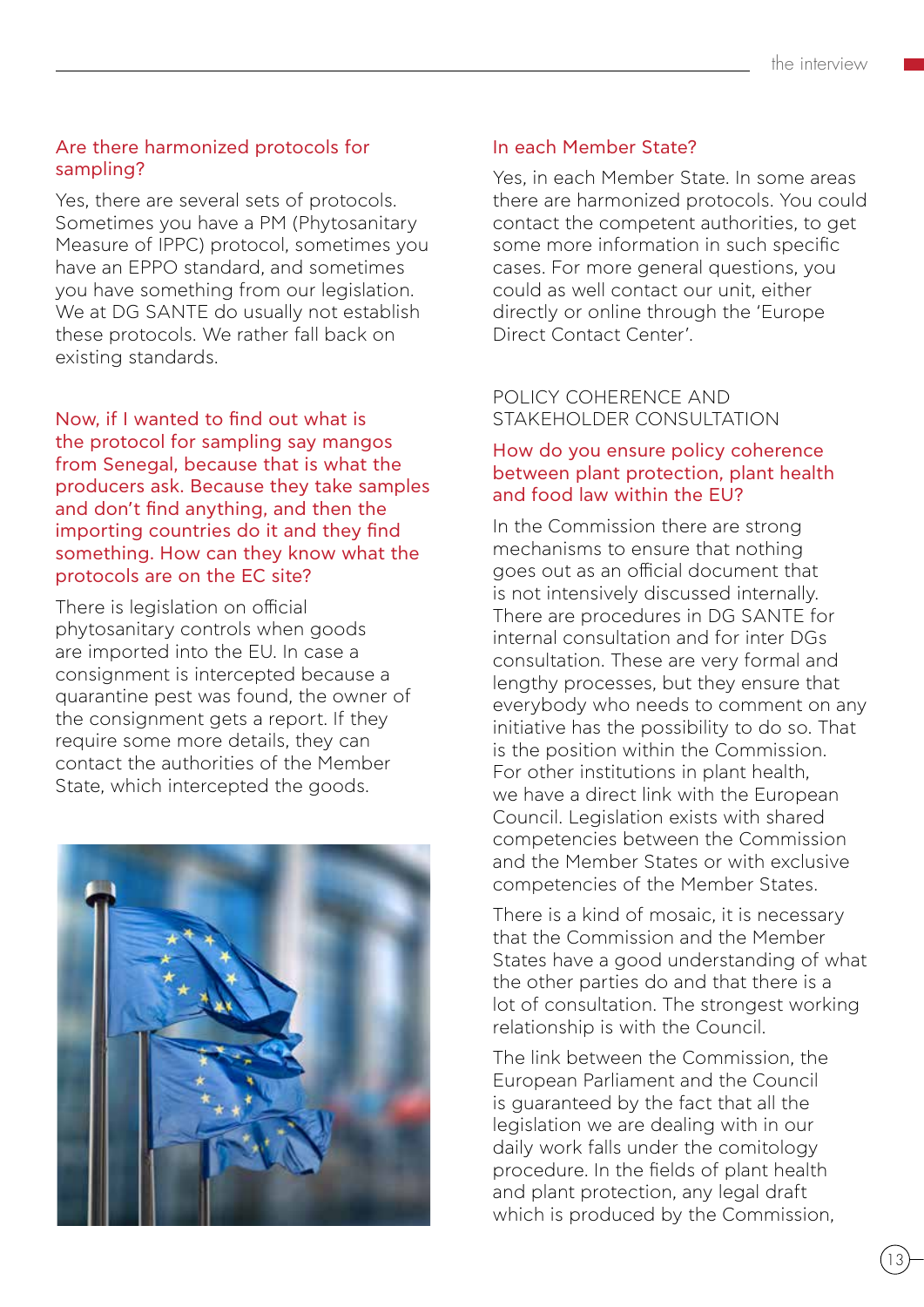**Are there harmonized protocols for sampling?**

Yes, there are several sets of protocols. Sometimes you have a PM (Phytosanitary Measure of IPPC) protocol, sometimes you have an EPPO standard, and sometimes you have something from our legislation. We at DG SANTE do usually not establish these protocols. We rather fall back on existing standards.

**Now, if I wanted to find out what is the protocol for sampling say mangos from Senegal, because that is what the producers ask. Because they take samples and don't find anything, and then the importing countries do it and they find something. How can they know what the protocols are on the EC site?**

There is legislation on official phytosanitary controls when goods are imported into the EU. In case a consignment is intercepted because a quarantine pest was found, the owner of the consignment gets a report. If they require some more details, they can contact the authorities of the Member State, which intercepted the goods.

**In each Member State?**

Yes, in each Member State. In some areas there are harmonized protocols. You could contact the competent authorities, to get some more information in such specific cases. For more general questions, you could as well contact our unit, either directly or online through the 'Europe Direct Contact Center'.

## POLICY COHERENCE AND STAKEHOLDER CONSULTATION

**How do you ensure policy coherence between plant protection, plant health and food law within the EU?**

In the Commission there are strong mechanisms to ensure that nothing goes out as an official document that is not intensively discussed internally. There are procedures in DG SANTE for internal consultation and for inter DGs consultation. These are very formal and lengthy processes, but they ensure that everybody who needs to comment on any initiative has the possibility to do so. That is the position within the Commission. For other institutions in plant health, we have a direct link with the European Council. Legislation exists with shared competencies between the Commission and the Member States or with exclusive competencies of the Member States.

There is a kind of mosaic, it is necessary that the Commission and the Member States have a good understanding of what the other parties do and that there is a lot of consultation. The strongest working relationship is with the Council.

The link between the Commission, the European Parliament and the Council is guaranteed by the fact that all the legislation we are dealing with in our daily work falls under the comitology procedure. In the fields of plant health and plant protection, any legal draft which is produced by the Commission,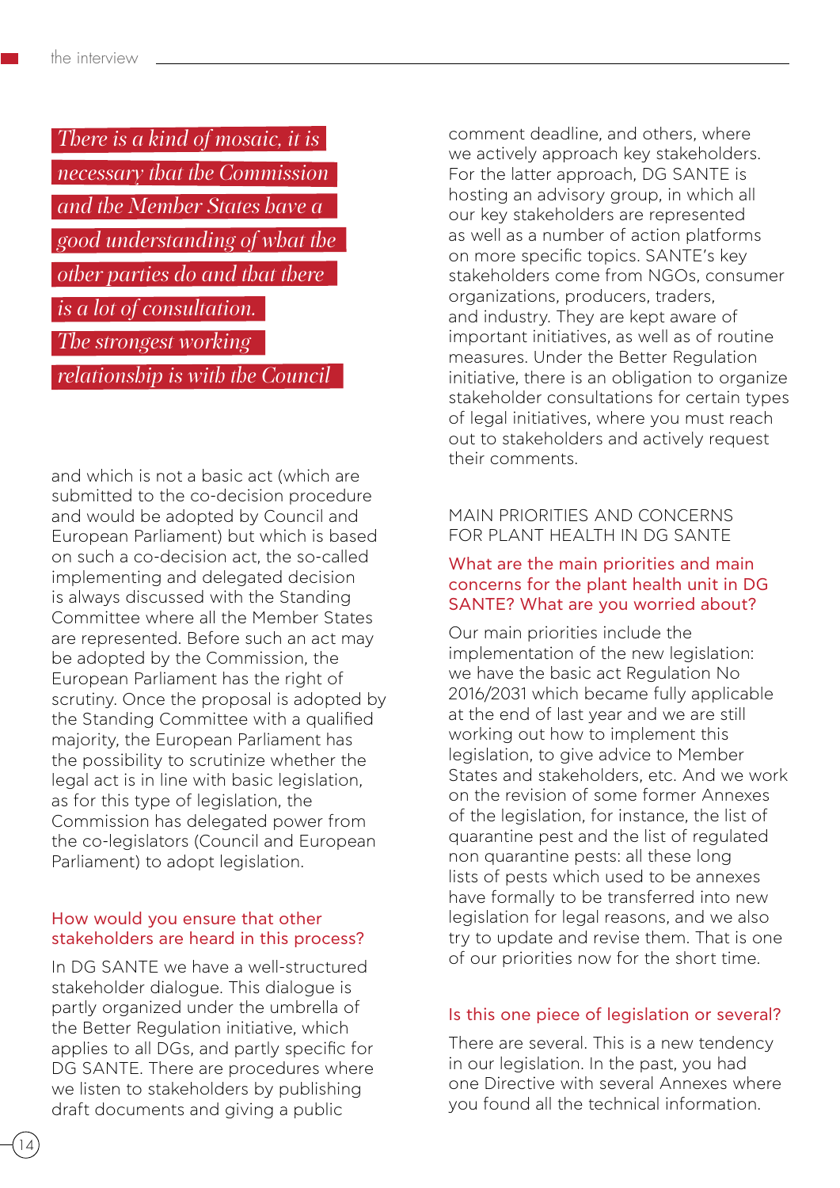*There is a kind of mosaic, it is necessary that the Commission and the Member States have a good understanding of what the other parties do and that there is a lot of consultation. The strongest working relationship is with the Council*

and which is not a basic act (which are submitted to the co-decision procedure and would be adopted by Council and European Parliament) but which is based on such a co-decision act, the so-called implementing and delegated decision is always discussed with the Standing Committee where all the Member States are represented. Before such an act may be adopted by the Commission, the European Parliament has the right of scrutiny. Once the proposal is adopted by the Standing Committee with a qualified majority, the European Parliament has the possibility to scrutinize whether the legal act is in line with basic legislation, as for this type of legislation, the Commission has delegated power from the co-legislators (Council and European Parliament) to adopt legislation.

### How would you ensure that other stakeholders are heard in this process?

In DG SANTE we have a well-structured stakeholder dialogue. This dialogue is partly organized under the umbrella of the Better Regulation initiative, which applies to all DGs, and partly specific for DG SANTE. There are procedures where we listen to stakeholders by publishing draft documents and giving a public comment deadline, and others, where we actively approach key stakeholders. For the latter approach, DG SANTE is hosting an advisory group, in which all our key stakeholders are represented as well as a number of action platforms on more specific topics. SANTE's key stakeholders come from NGOs, consumer organizations, producers, traders, and industry. They are kept aware of important initiatives, as well as of routine measures. Under the Better Regulation initiative, there is an obligation to organize stakeholder consultations for certain types of legal initiatives, where you must reach out to stakeholders and actively request their comments.

## MAIN PRIORITIES AND CONCERNS FOR PLANT HEALTH IN DG SANTE

### What are the main priorities and main concerns for the plant health unit in DG SANTE? What are you worried about?

Our main priorities include the implementation of the new legislation: we have the basic act Regulation No 2016/2031 which became fully applicable at the end of last year and we are still working out how to implement this legislation, to give advice to Member States and stakeholders, etc. And we work on the revision of some former Annexes of the legislation, for instance, the list of quarantine pest and the list of regulated non quarantine pests: all these long lists of pests which used to be annexes have formally to be transferred into new legislation for legal reasons, and we also try to update and revise them. That is one of our priorities now for the short time.

### Is this one piece of legislation or several?

There are several. This is a new tendency in our legislation. In the past, you had one Directive with several Annexes where you found all the technical information.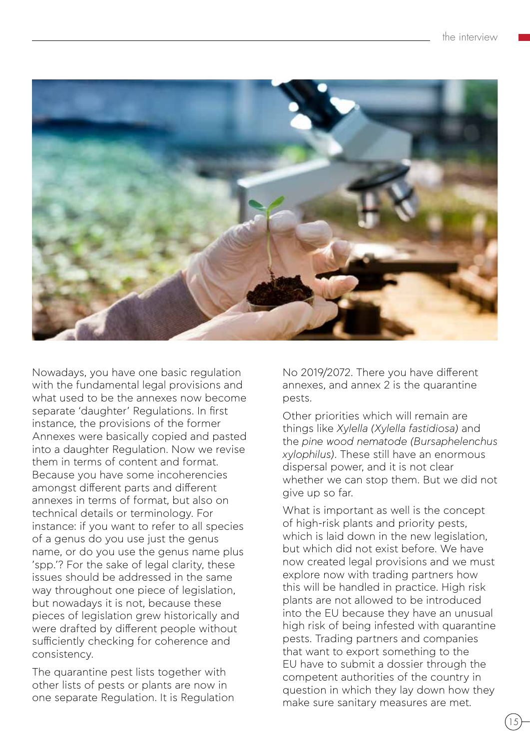Nowadays, you have one basic regulation with the fundamental legal provisions and what used to be the annexes now become separate 'daughter' Regulations. In first instance, the provisions of the former Annexes were basically copied and pasted into a daughter Regulation. Now we revise them in terms of content and format. Because you have some incoherencies amongst different parts and different annexes in terms of format, but also on technical details or terminology. For instance: if you want to refer to all species of a genus do you use just the genus name, or do you use the genus name plus 'spp.'? For the sake of legal clarity, these issues should be addressed in the same way throughout one piece of legislation, but nowadays it is not, because these pieces of legislation grew historically and were drafted by different people without sufficiently checking for coherence and consistency.

The quarantine pest lists together with other lists of pests or plants are now in one separate Regulation. It is Regulation No 2019/2072. There you have different annexes, and annex 2 is the quarantine pests.

Other priorities which will remain are things like *Xylella (Xylella fastidiosa)* and the *pine wood nematode (Bursaphelenchus xylophilus)*. These still have an enormous dispersal power, and it is not clear whether we can stop them. But we did not give up so far.

What is important as well is the concept of high-risk plants and priority pests, which is laid down in the new legislation, but which did not exist before. We have now created legal provisions and we must explore now with trading partners how this will be handled in practice. High risk plants are not allowed to be introduced into the EU because they have an unusual high risk of being infested with quarantine pests. Trading partners and companies that want to export something to the EU have to submit a dossier through the competent authorities of the country in question in which they lay down how they make sure sanitary measures are met.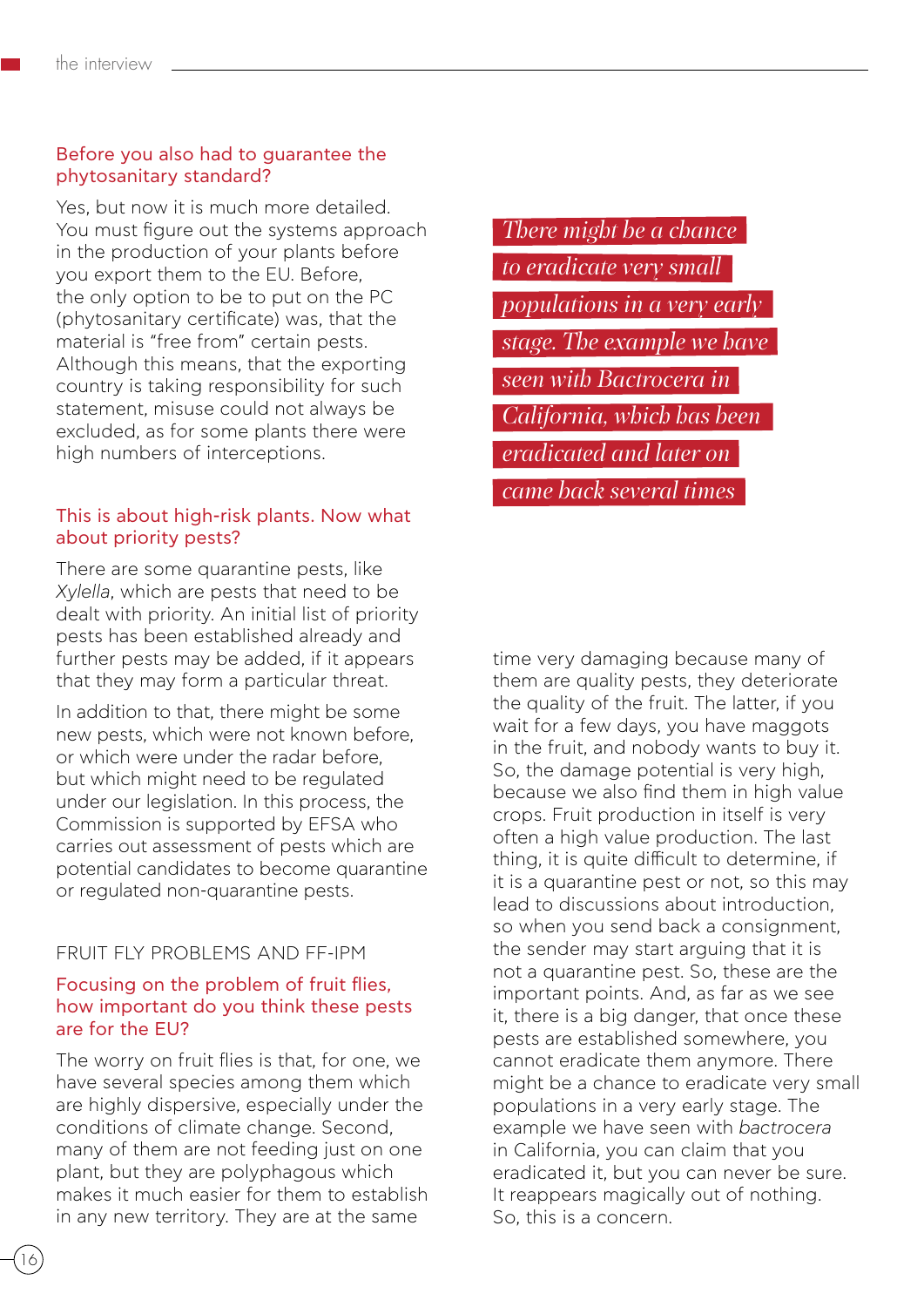**Before you also had to guarantee the phytosanitary standard?**

Yes, but now it is much more detailed. You must figure out the systems approach in the production of your plants before you export them to the EU. Before, the only option to be to put on the PC (phytosanitary certificate) was, that the material is "free from" certain pests. Although this means, that the exporting country is taking responsibility for such statement, misuse could not always be excluded, as for some plants there were high numbers of interceptions.

**This is about high-risk plants. Now what about priority pests?**

There are some quarantine pests, like *Xylella*, which are pests that need to be dealt with priority. An initial list of priority pests has been established already and further pests may be added, if it appears that they may form a particular threat.

In addition to that, there might be some new pests, which were not known before, or which were under the radar before, but which might need to be regulated under our legislation. In this process, the Commission is supported by EFSA who carries out assessment of pests which are potential candidates to become quarantine or regulated non-quarantine pests.

## FRUIT FLY PROBLEMS AND FF-IPM

**Focusing on the problem of fruit flies, how important do you think these pests are for the EU?**

The worry on fruit flies is that, for one, we have several species among them which are highly dispersive, especially under the conditions of climate change. Second, many of them are not feeding just on one plant, but they are polyphagous which makes it much easier for them to establish in any new territory. They are at the same time very damaging because many of them are quality pests, they deteriorate the quality of the fruit. The latter, if you wait for a few days, you have maggots in the fruit, and nobody wants to buy it. So, the damage potential is very high, because we also find them in high value crops. Fruit production in itself is very often a high value production. The last thing, it is quite difficult to determine, if it is a quarantine pest or not, so this may lead to discussions about introduction, so when you send back a consignment, the sender may start arguing that it is not a quarantine pest. So, these are the important points. And, as far as we see it, there is a big danger, that once these pests are established somewhere, you cannot eradicate them anymore. There might be a chance to eradicate very small populations in a very early stage. The example we have seen with *bactrocera* in California, you can claim that you eradicated it, but you can never be sure. It reappears magically out of nothing. So, this is a concern.

> *There might be a chance to eradicate very small populations in a very early stage. The example we have seen with Bactrocera in California, which has been eradicated and later on came back several times*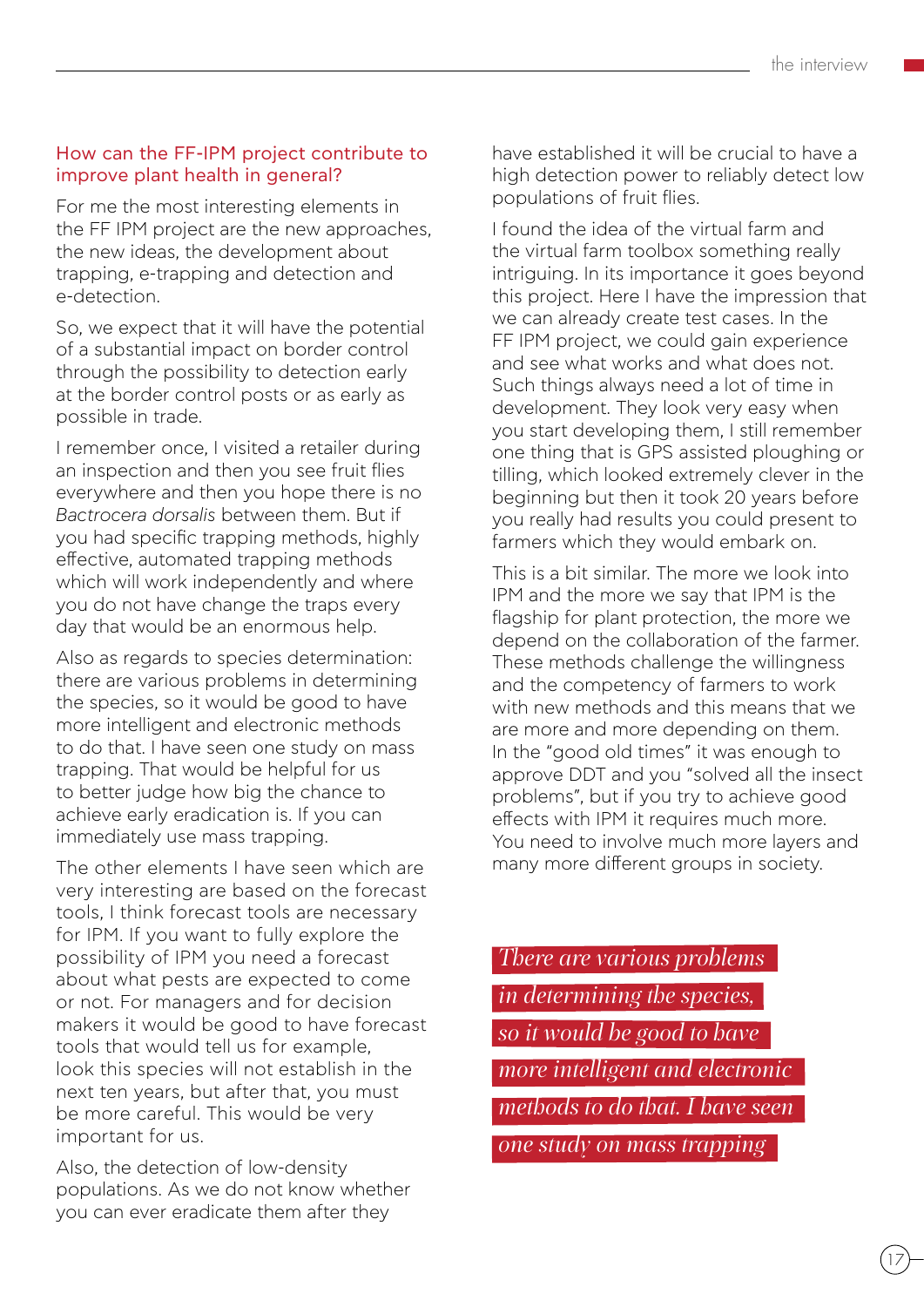### How can the FF-IPM project contribute to improve plant health in general?

For me the most interesting elements in the FF IPM project are the new approaches, the new ideas, the development about trapping, e-trapping and detection and e-detection.

So, we expect that it will have the potential of a substantial impact on border control through the possibility to detection early at the border control posts or as early as possible in trade.

I remember once, I visited a retailer during an inspection and then you see fruit flies everywhere and then you hope there is no *Bactrocera dorsalis* between them. But if you had specific trapping methods, highly effective, automated trapping methods which will work independently and where you do not have change the traps every day that would be an enormous help.

Also as regards to species determination: there are various problems in determining the species, so it would be good to have more intelligent and electronic methods to do that. I have seen one study on mass trapping. That would be helpful for us to better judge how big the chance to achieve early eradication is. If you can immediately use mass trapping.

The other elements I have seen which are very interesting are based on the forecast tools, I think forecast tools are necessary for IPM. If you want to fully explore the possibility of IPM you need a forecast about what pests are expected to come or not. For managers and for decision makers it would be good to have forecast tools that would tell us for example, look this species will not establish in the next ten years, but after that, you must be more careful. This would be very important for us.

Also, the detection of low-density populations. As we do not know whether you can ever eradicate them after they have established it will be crucial to have a high detection power to reliably detect low populations of fruit flies.

I found the idea of the virtual farm and the virtual farm toolbox something really intriguing. In its importance it goes beyond this project. Here I have the impression that we can already create test cases. In the FF IPM project, we could gain experience and see what works and what does not. Such things always need a lot of time in development. They look very easy when you start developing them, I still remember one thing that is GPS assisted ploughing or tilling, which looked extremely clever in the beginning but then it took 20 years before you really had results you could present to farmers which they would embark on.

This is a bit similar. The more we look into IPM and the more we say that IPM is the flagship for plant protection, the more we depend on the collaboration of the farmer. These methods challenge the willingness and the competency of farmers to work with new methods and this means that we are more and more depending on them. In the "good old times" it was enough to approve DDT and you "solved all the insect problems", but if you try to achieve good effects with IPM it requires much more. You need to involve much more layers and many more different groups in society.

*There are various problems in determining the species, so it would be good to have more intelligent and electronic methods to do that. I have seen one study on mass trapping*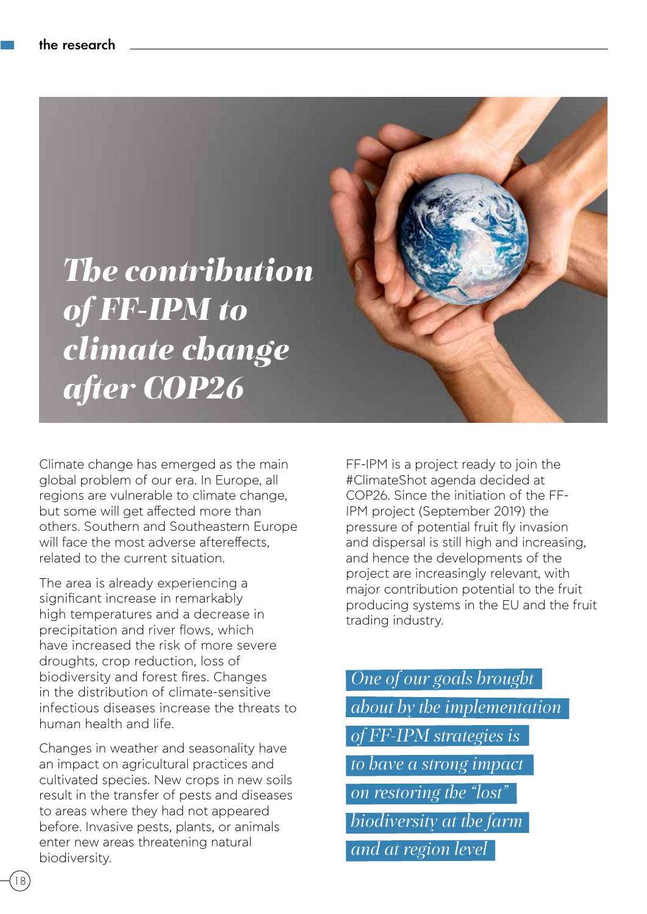# The contribution of FF-IPM to climate change after COP26

Climate change has emerged as the main global problem of our era. In Europe, all regions are vulnerable to climate change, but some will get affected more than others. Southern and Southeastern Europe will face the most adverse aftereffects, related to the current situation.

The area is already experiencing a significant increase in remarkably high temperatures and a decrease in precipitation and river flows, which have increased the risk of more severe droughts, crop reduction, loss of biodiversity and forest fires. Changes in the distribution of climate-sensitive infectious diseases increase the threats to human health and life.

Changes in weather and seasonality have an impact on agricultural practices and cultivated species. New crops in new soils result in the transfer of pests and diseases to areas where they had not appeared before. Invasive pests, plants, or animals enter new areas threatening natural biodiversity.

FF-IPM is a project ready to join the #ClimateShot agenda decided at COP26. Since the initiation of the FF-IPM project (September 2019) the pressure of potential fruit fly invasion and dispersal is still high and increasing, and hence the developments of the project are increasingly relevant, with major contribution potential to the fruit producing systems in the EU and the fruit trading industry.

*One of our goals brought about by the implementation of FF-IPM strategies is to have a strong impact on restoring the "lost" biodiversity at the farm and at region level*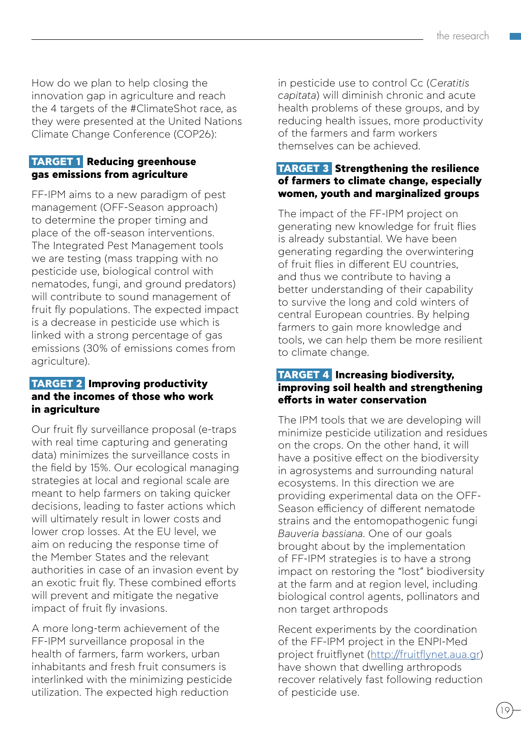How do we plan to help closing the innovation gap in agriculture and reach the 4 targets of the #ClimateShot race, as they were presented at the United Nations Climate Change Conference (COP26):

### TARGET 1 Reducing greenhouse gas emissions from agriculture

FF-IPM aims to a new paradigm of pest management (OFF-Season approach) to determine the proper timing and place of the off-season interventions. The Integrated Pest Management tools we are testing (mass trapping with no pesticide use, biological control with nematodes, fungi, and ground predators) will contribute to sound management of fruit fly populations. The expected impact is a decrease in pesticide use which is linked with a strong percentage of gas emissions (30% of emissions comes from agriculture).

### TARGET 2 Improving productivity and the incomes of those who work in agriculture

Our fruit fly surveillance proposal (e-traps with real time capturing and generating data) minimizes the surveillance costs in the field by 15%. Our ecological managing strategies at local and regional scale are meant to help farmers on taking quicker decisions, leading to faster actions which will ultimately result in lower costs and lower crop losses. At the EU level, we aim on reducing the response time of the Member States and the relevant authorities in case of an invasion event by an exotic fruit fly. These combined efforts will prevent and mitigate the negative impact of fruit fly invasions.

A more long-term achievement of the FF-IPM surveillance proposal in the health of farmers, farm workers, urban inhabitants and fresh fruit consumers is interlinked with the minimizing pesticide utilization. The expected high reduction in pesticide use to control Cc (*Ceratitis capitata*) will diminish chronic and acute health problems of these groups, and by reducing health issues, more productivity of the farmers and farm workers themselves can be achieved.

### TARGET 3 Strengthening the resilience of farmers to climate change, especially women, youth and marginalized groups

The impact of the FF-IPM project on generating new knowledge for fruit flies is already substantial. We have been generating regarding the overwintering of fruit flies in different EU countries, and thus we contribute to having a better understanding of their capability to survive the long and cold winters of central European countries. By helping farmers to gain more knowledge and tools, we can help them be more resilient to climate change.

### TARGET 4 Increasing biodiversity, improving soil health and strengthening efforts in water conservation

The IPM tools that we are developing will minimize pesticide utilization and residues on the crops. On the other hand, it will have a positive effect on the biodiversity in agrosystems and surrounding natural ecosystems. In this direction we are providing experimental data on the OFF-Season efficiency of different nematode strains and the entomopathogenic fungi *Bauveria bassiana*. One of our goals brought about by the implementation of FF-IPM strategies is to have a strong impact on restoring the "lost" biodiversity at the farm and at region level, including biological control agents, pollinators and non target arthropods

Recent experiments by the coordination of the FF-IPM project in the ENPI-Med project fruitflynet (http://fruitflynet.aua.gr) have shown that dwelling arthropods recover relatively fast following reduction of pesticide use.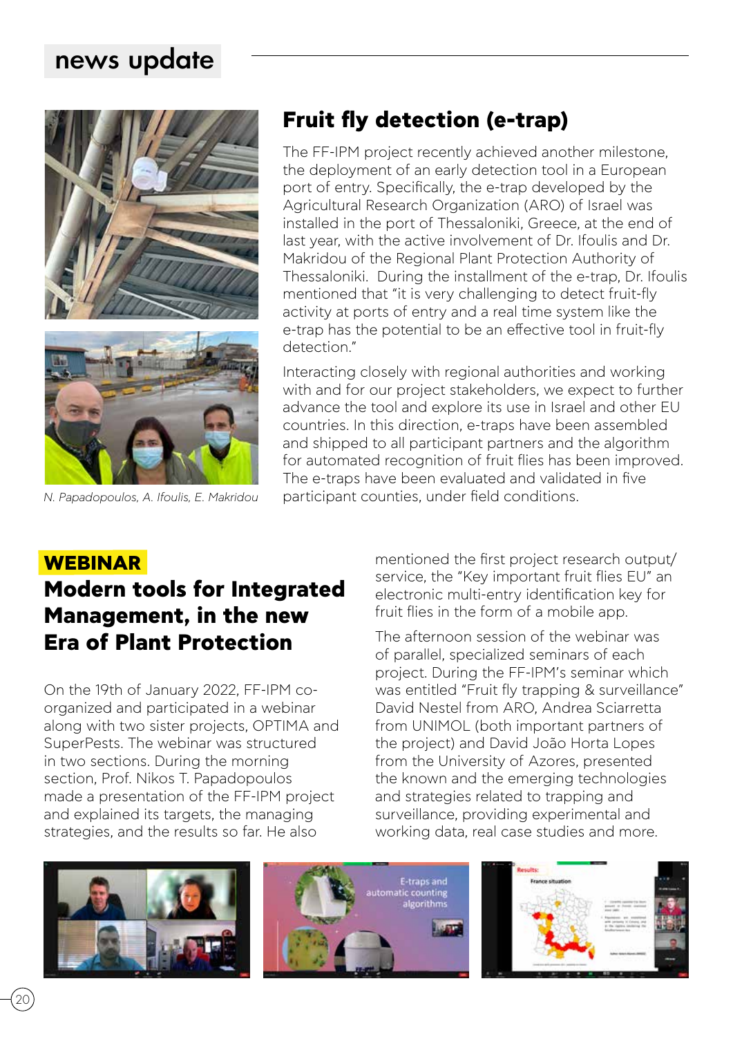## news update

# Fruit fly detection (e-trap)

The FF-IPM project recently achieved another milestone, the deployment of an early detection tool in a European port of entry. Specifically, the e-trap developed by the Agricultural Research Organization (ARO) of Israel was installed in the port of Thessaloniki, Greece, at the end of last year, with the active involvement of Dr. Ifoulis and Dr. Makridou of the Regional Plant Protection Authority of Thessaloniki. During the installment of the e-trap, Dr. Ifoulis mentioned that "it is very challenging to detect fruit-fly activity at ports of entry and a real time system like the e-trap has the potential to be an effective tool in fruit-fly detection."

Interacting closely with regional authorities and working with and for our project stakeholders, we expect to further advance the tool and explore its use in Israel and other EU countries. In this direction, e-traps have been assembled and shipped to all participant partners and the algorithm for automated recognition of fruit flies has been improved. The e-traps have been evaluated and validated in five participant counties, under field conditions.

*N. Papadopoulos, A. Ifoulis, E. Makridou*

**WEBINAR**

# Modern tools for Integrated Management, in the new Era of Plant Protection

On the 19th of January 2022, FF-IPM co-organized and participated in a webinar along with two sister projects, OPTIMA and SuperPests. The webinar was structured in two sections. During the morning section, Prof. Nikos T. Papadopoulos made a presentation of the FF-IPM project and explained its targets, the managing strategies, and the results so far. He also mentioned the first project research output/service, the "Key important fruit flies EU" an electronic multi-entry identification key for fruit flies in the form of a mobile app.

The afternoon session of the webinar was of parallel, specialized seminars of each project. During the FF-IPM's seminar which was entitled "Fruit fly trapping & surveillance" David Nestel from ARO, Andrea Sciarretta from UNIMOL (both important partners of the project) and David João Horta Lopes from the University of Azores, presented the known and the emerging technologies and strategies related to trapping and surveillance, providing experimental and working data, real case studies and more.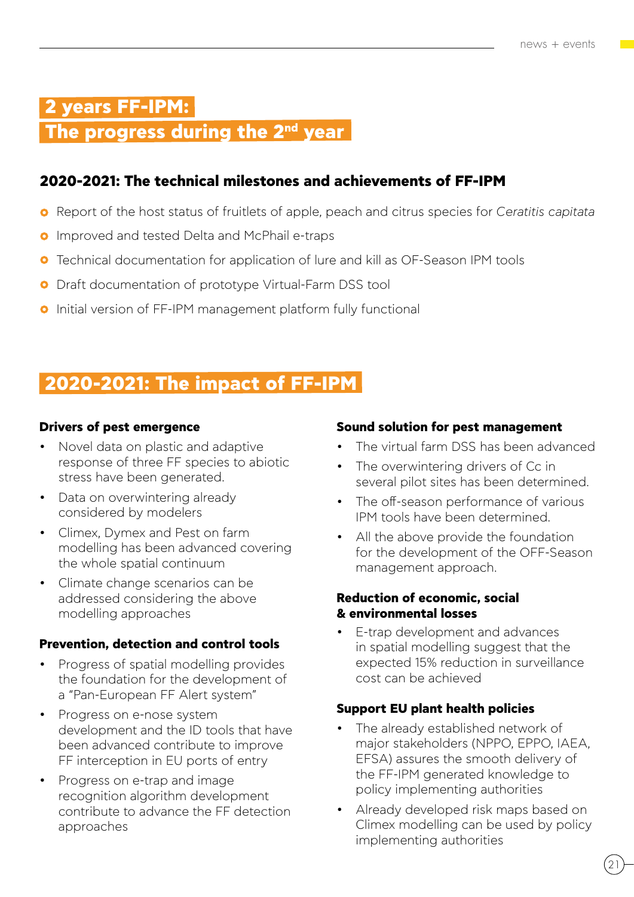# 2 years FF-IPM: The progress during the 2nd year

## 2020-2021: The technical milestones and achievements of FF-IPM

- Report of the host status of fruitlets of apple, peach and citrus species for *Ceratitis capitata*
- Improved and tested Delta and McPhail e-traps
- Technical documentation for application of lure and kill as OF-Season IPM tools
- Draft documentation of prototype Virtual-Farm DSS tool
- Initial version of FF-IPM management platform fully functional

# 2020-2021: The impact of FF-IPM

### Drivers of pest emergence

- Novel data on plastic and adaptive response of three FF species to abiotic stress have been generated.
- Data on overwintering already considered by modelers
- Climex, Dymex and Pest on farm modelling has been advanced covering the whole spatial continuum
- Climate change scenarios can be addressed considering the above modelling approaches

### Prevention, detection and control tools

- Progress of spatial modelling provides the foundation for the development of a "Pan-European FF Alert system"
- Progress on e-nose system development and the ID tools that have been advanced contribute to improve FF interception in EU ports of entry
- Progress on e-trap and image recognition algorithm development contribute to advance the FF detection approaches

### Sound solution for pest management

- The virtual farm DSS has been advanced
- The overwintering drivers of Cc in several pilot sites has been determined.
- The off-season performance of various IPM tools have been determined.
- All the above provide the foundation for the development of the OFF-Season management approach.

### Reduction of economic, social & environmental losses

- E-trap development and advances in spatial modelling suggest that the expected 15% reduction in surveillance cost can be achieved

### Support EU plant health policies

- The already established network of major stakeholders (NPPO, EPPO, IAEA, EFSA) assures the smooth delivery of the FF-IPM generated knowledge to policy implementing authorities
- Already developed risk maps based on Climex modelling can be used by policy implementing authorities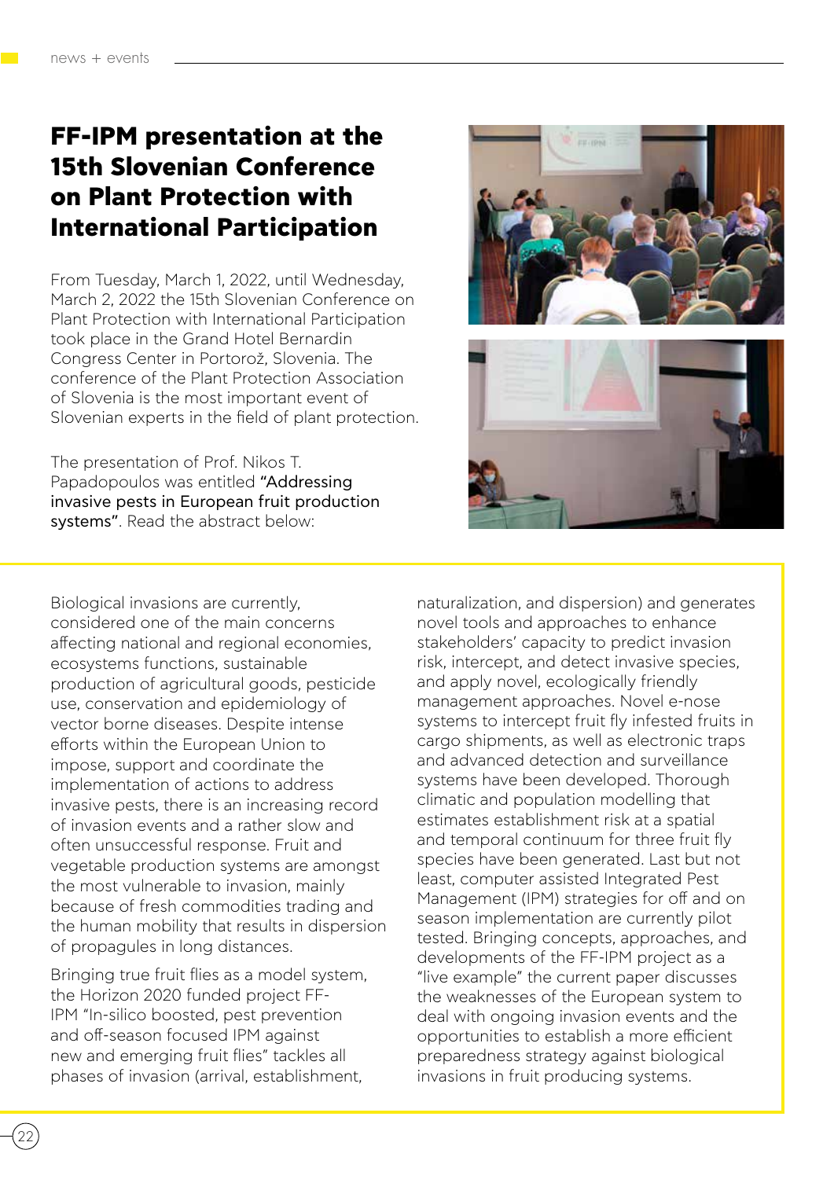# FF-IPM presentation at the 15th Slovenian Conference on Plant Protection with International Participation

From Tuesday, March 1, 2022, until Wednesday, March 2, 2022 the 15th Slovenian Conference on Plant Protection with International Participation took place in the Grand Hotel Bernardin Congress Center in Portorož, Slovenia. The conference of the Plant Protection Association of Slovenia is the most important event of Slovenian experts in the field of plant protection.

The presentation of Prof. Nikos T. Papadopoulos was entitled "Addressing invasive pests in European fruit production systems". Read the abstract below:

Biological invasions are currently, considered one of the main concerns affecting national and regional economies, ecosystems functions, sustainable production of agricultural goods, pesticide use, conservation and epidemiology of vector borne diseases. Despite intense efforts within the European Union to impose, support and coordinate the implementation of actions to address invasive pests, there is an increasing record of invasion events and a rather slow and often unsuccessful response. Fruit and vegetable production systems are amongst the most vulnerable to invasion, mainly because of fresh commodities trading and the human mobility that results in dispersion of propagules in long distances.

Bringing true fruit flies as a model system, the Horizon 2020 funded project FF-IPM "In-silico boosted, pest prevention and off-season focused IPM against new and emerging fruit flies" tackles all phases of invasion (arrival, establishment, naturalization, and dispersion) and generates novel tools and approaches to enhance stakeholders' capacity to predict invasion risk, intercept, and detect invasive species, and apply novel, ecologically friendly management approaches. Novel e-nose systems to intercept fruit fly infested fruits in cargo shipments, as well as electronic traps and advanced detection and surveillance systems have been developed. Thorough climatic and population modelling that estimates establishment risk at a spatial and temporal continuum for three fruit fly species have been generated. Last but not least, computer assisted Integrated Pest Management (IPM) strategies for off and on season implementation are currently pilot tested. Bringing concepts, approaches, and developments of the FF-IPM project as a "live example" the current paper discusses the weaknesses of the European system to deal with ongoing invasion events and the opportunities to establish a more efficient preparedness strategy against biological invasions in fruit producing systems.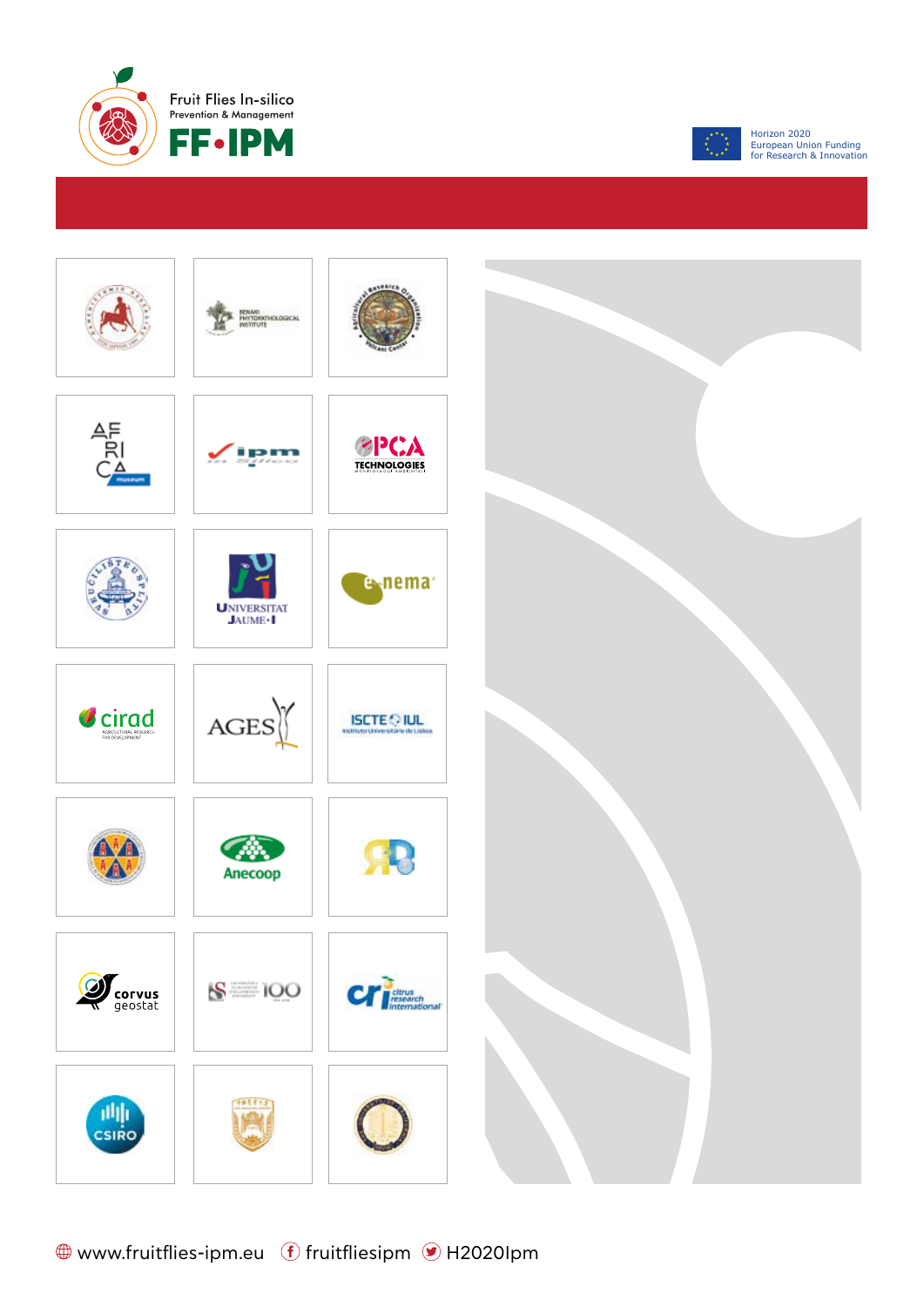Fruit Flies In-silico
Prevention & Management

FF•IPM

Horizon 2020
European Union Funding
for Research & Innovation

www.fruitflies-ipm.eu   fruitfliesipm   H2020Ipm